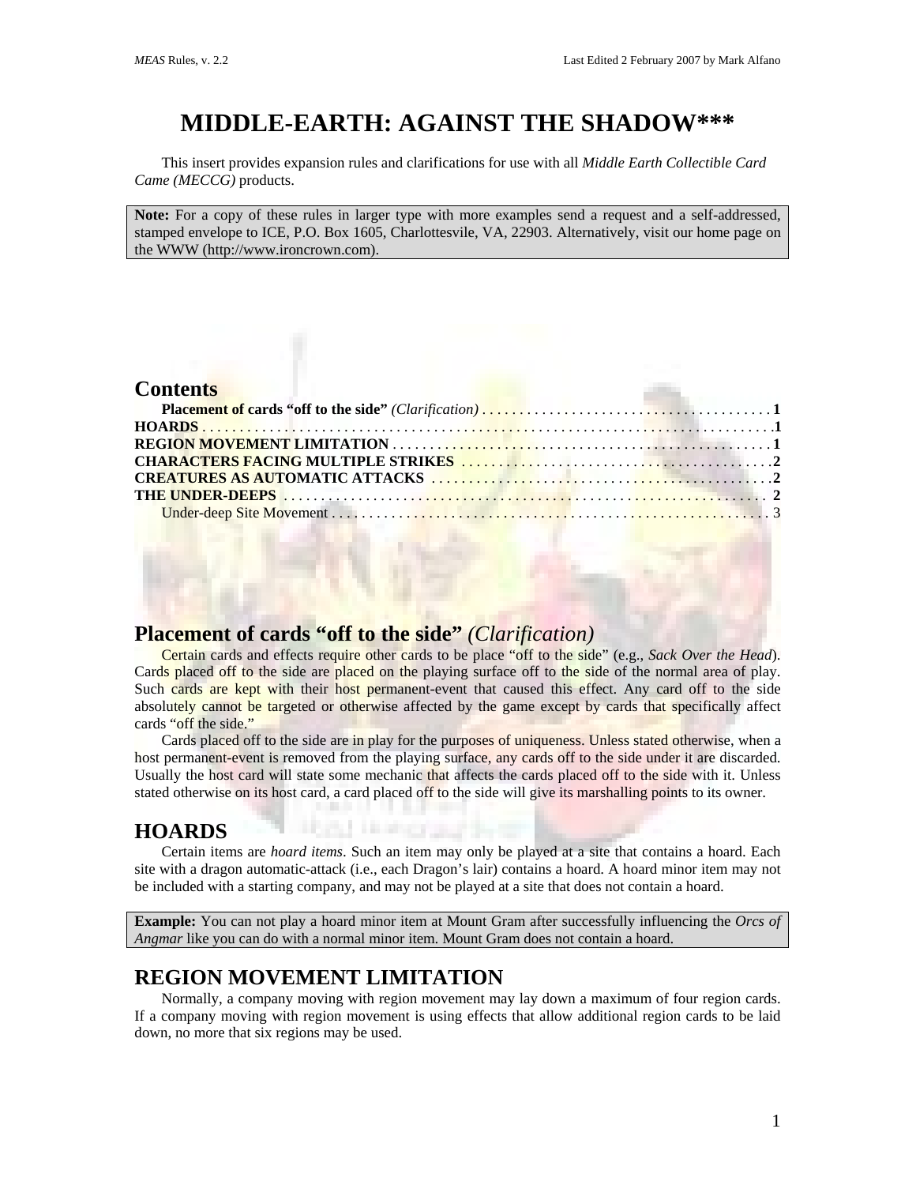# MIDDLE-EARTH: AGAINST THE SHADOW***

This insert provides expansion rules and clarifications for use with all *Middle Earth Collectible Card Came (MECCG)* products.

> **Note:** For a copy of these rules in larger type with more examples send a request and a self-addressed, stamped envelope to ICE, P.O. Box 1605, Charlottesvile, VA, 22903. Alternatively, visit our home page on the WWW (http://www.ironcrown.com).

## Contents

- **Placement of cards "off to the side"** *(Clarification)* . . . . . 1
- **HOARDS** . . . . . 1
- **REGION MOVEMENT LIMITATION** . . . . . 1
- **CHARACTERS FACING MULTIPLE STRIKES** . . . . . 2
- **CREATURES AS AUTOMATIC ATTACKS** . . . . . 2
- **THE UNDER-DEEPS** . . . . . 2
  - Under-deep Site Movement . . . . . 3

## Placement of cards "off to the side" *(Clarification)*

Certain cards and effects require other cards to be place "off to the side" (e.g., *Sack Over the Head*). Cards placed off to the side are placed on the playing surface off to the side of the normal area of play. Such cards are kept with their host permanent-event that caused this effect. Any card off to the side absolutely cannot be targeted or otherwise affected by the game except by cards that specifically affect cards "off the side."

Cards placed off to the side are in play for the purposes of uniqueness. Unless stated otherwise, when a host permanent-event is removed from the playing surface, any cards off to the side under it are discarded. Usually the host card will state some mechanic that affects the cards placed off to the side with it. Unless stated otherwise on its host card, a card placed off to the side will give its marshalling points to its owner.

## HOARDS

Certain items are *hoard items*. Such an item may only be played at a site that contains a hoard. Each site with a dragon automatic-attack (i.e., each Dragon's lair) contains a hoard. A hoard minor item may not be included with a starting company, and may not be played at a site that does not contain a hoard.

> **Example:** You can not play a hoard minor item at Mount Gram after successfully influencing the *Orcs of Angmar* like you can do with a normal minor item. Mount Gram does not contain a hoard.

## REGION MOVEMENT LIMITATION

Normally, a company moving with region movement may lay down a maximum of four region cards. If a company moving with region movement is using effects that allow additional region cards to be laid down, no more that six regions may be used.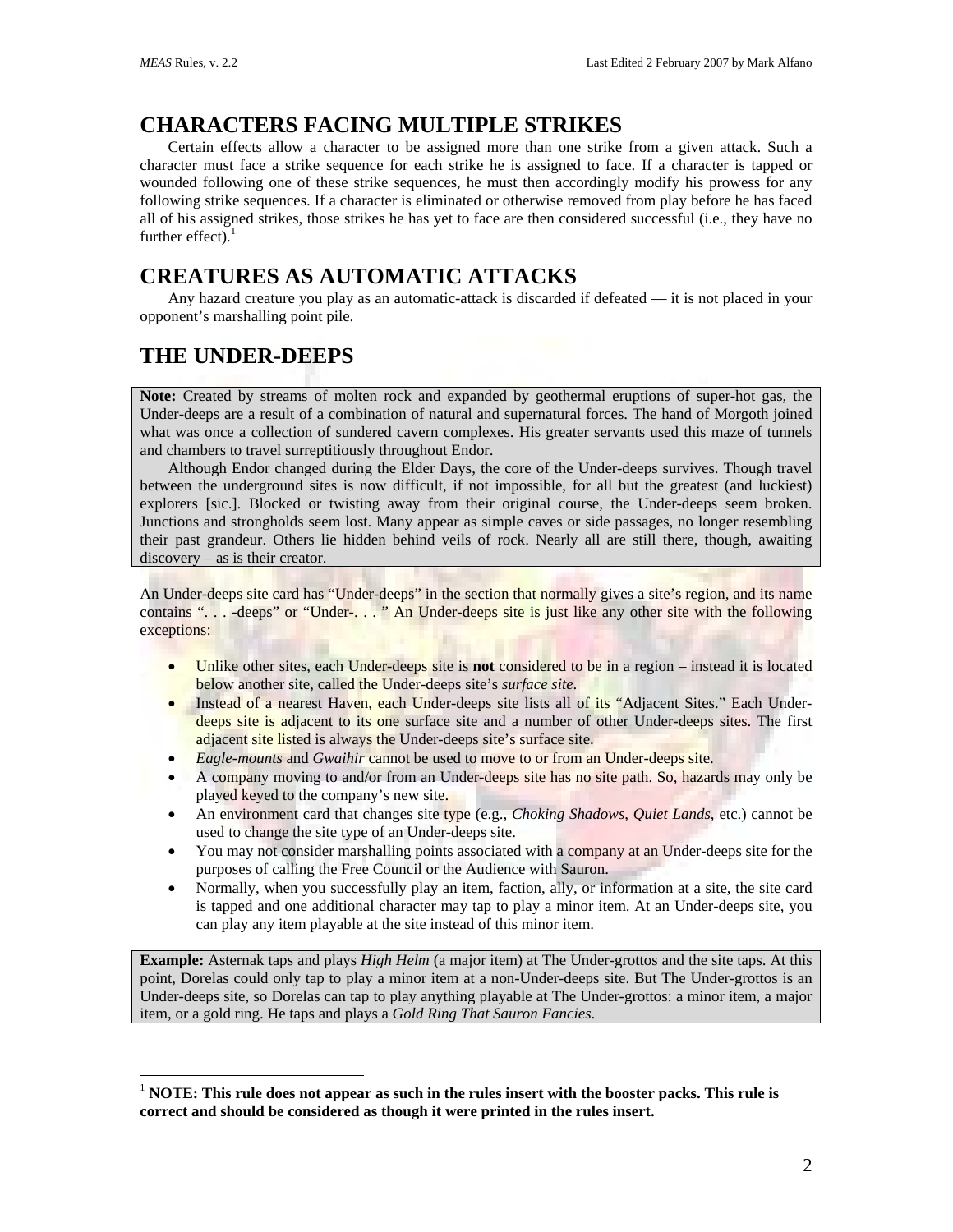## CHARACTERS FACING MULTIPLE STRIKES

Certain effects allow a character to be assigned more than one strike from a given attack. Such a character must face a strike sequence for each strike he is assigned to face. If a character is tapped or wounded following one of these strike sequences, he must then accordingly modify his prowess for any following strike sequences. If a character is eliminated or otherwise removed from play before he has faced all of his assigned strikes, those strikes he has yet to face are then considered successful (i.e., they have no further effect).[1]

## CREATURES AS AUTOMATIC ATTACKS

Any hazard creature you play as an automatic-attack is discarded if defeated — it is not placed in your opponent's marshalling point pile.

## THE UNDER-DEEPS

> **Note:** Created by streams of molten rock and expanded by geothermal eruptions of super-hot gas, the Under-deeps are a result of a combination of natural and supernatural forces. The hand of Morgoth joined what was once a collection of sundered cavern complexes. His greater servants used this maze of tunnels and chambers to travel surreptitiously throughout Endor.
>
> Although Endor changed during the Elder Days, the core of the Under-deeps survives. Though travel between the underground sites is now difficult, if not impossible, for all but the greatest (and luckiest) explorers [sic.]. Blocked or twisting away from their original course, the Under-deeps seem broken. Junctions and strongholds seem lost. Many appear as simple caves or side passages, no longer resembling their past grandeur. Others lie hidden behind veils of rock. Nearly all are still there, though, awaiting discovery – as is their creator.

An Under-deeps site card has "Under-deeps" in the section that normally gives a site's region, and its name contains ". . . -deeps" or "Under-. . . " An Under-deeps site is just like any other site with the following exceptions:

- Unlike other sites, each Under-deeps site is **not** considered to be in a region – instead it is located below another site, called the Under-deeps site's *surface site.*
- Instead of a nearest Haven, each Under-deeps site lists all of its "Adjacent Sites." Each Under-deeps site is adjacent to its one surface site and a number of other Under-deeps sites. The first adjacent site listed is always the Under-deeps site's surface site.
- *Eagle-mounts* and *Gwaihir* cannot be used to move to or from an Under-deeps site.
- A company moving to and/or from an Under-deeps site has no site path. So, hazards may only be played keyed to the company's new site.
- An environment card that changes site type (e.g., *Choking Shadows*, *Quiet Lands*, etc.) cannot be used to change the site type of an Under-deeps site.
- You may not consider marshalling points associated with a company at an Under-deeps site for the purposes of calling the Free Council or the Audience with Sauron.
- Normally, when you successfully play an item, faction, ally, or information at a site, the site card is tapped and one additional character may tap to play a minor item. At an Under-deeps site, you can play any item playable at the site instead of this minor item.

> **Example:** Asternak taps and plays *High Helm* (a major item) at The Under-grottos and the site taps. At this point, Dorelas could only tap to play a minor item at a non-Under-deeps site. But The Under-grottos is an Under-deeps site, so Dorelas can tap to play anything playable at The Under-grottos: a minor item, a major item, or a gold ring. He taps and plays a *Gold Ring That Sauron Fancies*.

---

[1] **NOTE: This rule does not appear as such in the rules insert with the booster packs. This rule is correct and should be considered as though it were printed in the rules insert.**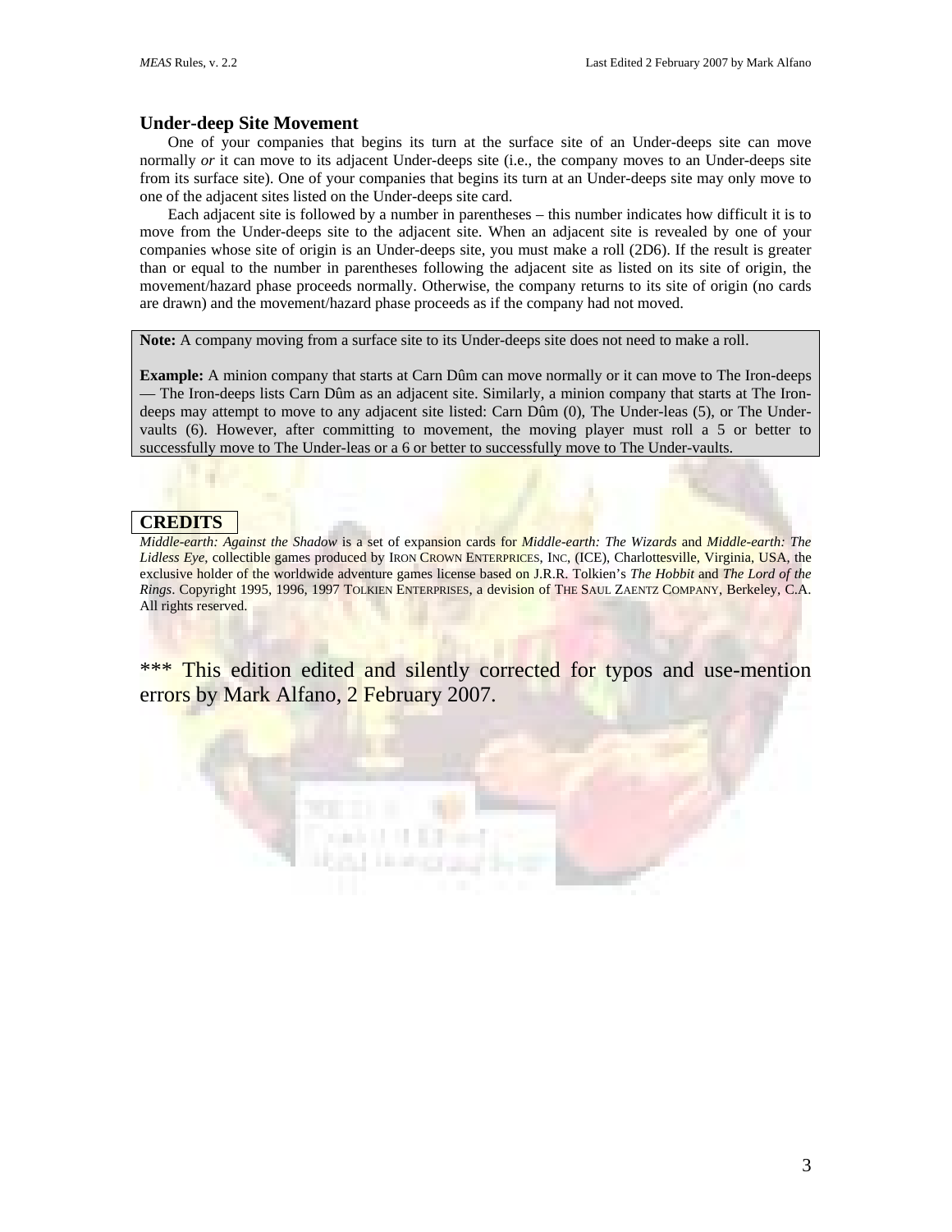### Under-deep Site Movement

One of your companies that begins its turn at the surface site of an Under-deeps site can move normally *or* it can move to its adjacent Under-deeps site (i.e., the company moves to an Under-deeps site from its surface site). One of your companies that begins its turn at an Under-deeps site may only move to one of the adjacent sites listed on the Under-deeps site card.

Each adjacent site is followed by a number in parentheses – this number indicates how difficult it is to move from the Under-deeps site to the adjacent site. When an adjacent site is revealed by one of your companies whose site of origin is an Under-deeps site, you must make a roll (2D6). If the result is greater than or equal to the number in parentheses following the adjacent site as listed on its site of origin, the movement/hazard phase proceeds normally. Otherwise, the company returns to its site of origin (no cards are drawn) and the movement/hazard phase proceeds as if the company had not moved.

> **Note:** A company moving from a surface site to its Under-deeps site does not need to make a roll.
>
> **Example:** A minion company that starts at Carn Dûm can move normally or it can move to The Iron-deeps — The Iron-deeps lists Carn Dûm as an adjacent site. Similarly, a minion company that starts at The Iron-deeps may attempt to move to any adjacent site listed: Carn Dûm (0), The Under-leas (5), or The Under-vaults (6). However, after committing to movement, the moving player must roll a 5 or better to successfully move to The Under-leas or a 6 or better to successfully move to The Under-vaults.

## CREDITS

*Middle-earth: Against the Shadow* is a set of expansion cards for *Middle-earth: The Wizards* and *Middle-earth: The Lidless Eye*, collectible games produced by IRON CROWN ENTERPRICES, INC, (ICE), Charlottesville, Virginia, USA, the exclusive holder of the worldwide adventure games license based on J.R.R. Tolkien's *The Hobbit* and *The Lord of the Rings*. Copyright 1995, 1996, 1997 TOLKIEN ENTERPRISES, a devision of THE SAUL ZAENTZ COMPANY, Berkeley, C.A. All rights reserved.

*** This edition edited and silently corrected for typos and use-mention errors by Mark Alfano, 2 February 2007.